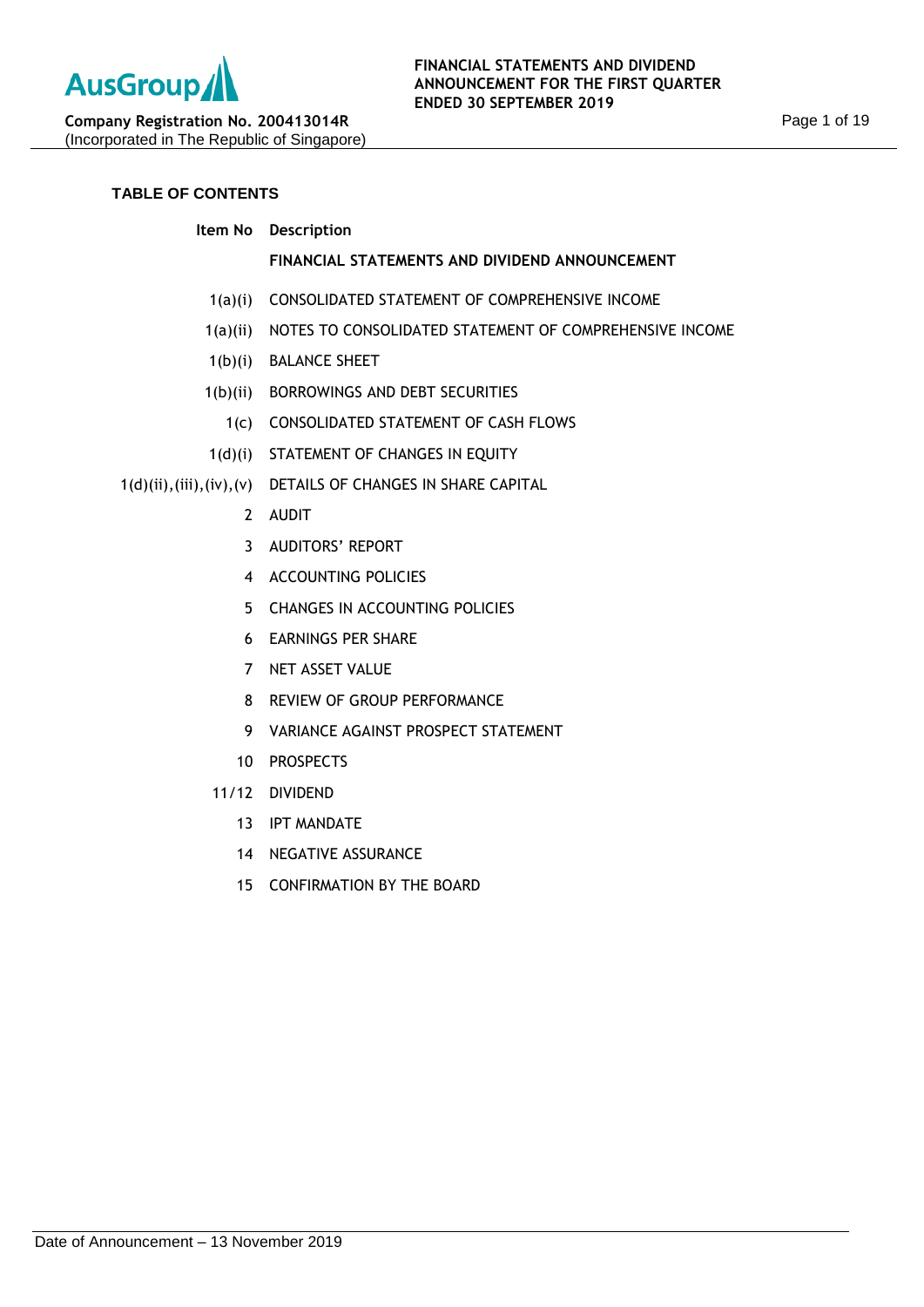**AusGroup**

**Company Registration No. 200413014R**
(Incorporated in The Republic of Singapore)

**FINANCIAL STATEMENTS AND DIVIDEND ANNOUNCEMENT FOR THE FIRST QUARTER ENDED 30 SEPTEMBER 2019**

## TABLE OF CONTENTS

| Item No | Description |
|---|---|
| | **FINANCIAL STATEMENTS AND DIVIDEND ANNOUNCEMENT** |
| 1(a)(i) | CONSOLIDATED STATEMENT OF COMPREHENSIVE INCOME |
| 1(a)(ii) | NOTES TO CONSOLIDATED STATEMENT OF COMPREHENSIVE INCOME |
| 1(b)(i) | BALANCE SHEET |
| 1(b)(ii) | BORROWINGS AND DEBT SECURITIES |
| 1(c) | CONSOLIDATED STATEMENT OF CASH FLOWS |
| 1(d)(i) | STATEMENT OF CHANGES IN EQUITY |
| 1(d)(ii),(iii),(iv),(v) | DETAILS OF CHANGES IN SHARE CAPITAL |
| 2 | AUDIT |
| 3 | AUDITORS' REPORT |
| 4 | ACCOUNTING POLICIES |
| 5 | CHANGES IN ACCOUNTING POLICIES |
| 6 | EARNINGS PER SHARE |
| 7 | NET ASSET VALUE |
| 8 | REVIEW OF GROUP PERFORMANCE |
| 9 | VARIANCE AGAINST PROSPECT STATEMENT |
| 10 | PROSPECTS |
| 11/12 | DIVIDEND |
| 13 | IPT MANDATE |
| 14 | NEGATIVE ASSURANCE |
| 15 | CONFIRMATION BY THE BOARD |

Date of Announcement – 13 November 2019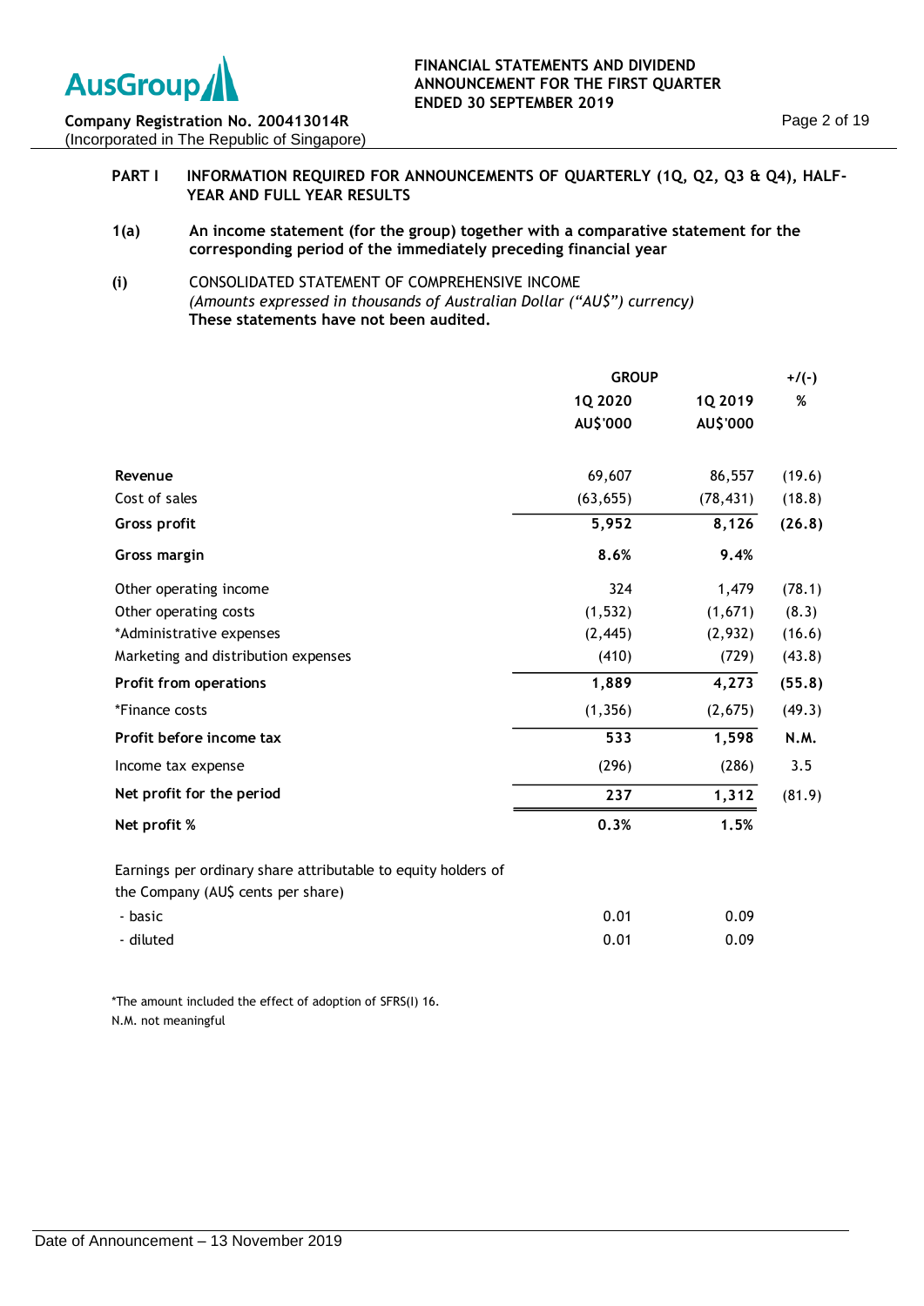**PART I INFORMATION REQUIRED FOR ANNOUNCEMENTS OF QUARTERLY (1Q, Q2, Q3 & Q4), HALF-YEAR AND FULL YEAR RESULTS**

**1(a) An income statement (for the group) together with a comparative statement for the corresponding period of the immediately preceding financial year**

**(i)** CONSOLIDATED STATEMENT OF COMPREHENSIVE INCOME
*(Amounts expressed in thousands of Australian Dollar ("AU$") currency)*
**These statements have not been audited.**

| | GROUP | | +/(-) |
|---|---|---|---|
| | 1Q 2020 | 1Q 2019 | % |
| | AU$'000 | AU$'000 | |
| **Revenue** | 69,607 | 86,557 | (19.6) |
| Cost of sales | (63,655) | (78,431) | (18.8) |
| **Gross profit** | **5,952** | **8,126** | **(26.8)** |
| **Gross margin** | **8.6%** | **9.4%** | |
| Other operating income | 324 | 1,479 | (78.1) |
| Other operating costs | (1,532) | (1,671) | (8.3) |
| *Administrative expenses | (2,445) | (2,932) | (16.6) |
| Marketing and distribution expenses | (410) | (729) | (43.8) |
| **Profit from operations** | **1,889** | **4,273** | **(55.8)** |
| *Finance costs | (1,356) | (2,675) | (49.3) |
| **Profit before income tax** | **533** | **1,598** | **N.M.** |
| Income tax expense | (296) | (286) | 3.5 |
| **Net profit for the period** | **237** | **1,312** | (81.9) |
| **Net profit %** | **0.3%** | **1.5%** | |
| Earnings per ordinary share attributable to equity holders of the Company (AU$ cents per share) | | | |
| - basic | 0.01 | 0.09 | |
| - diluted | 0.01 | 0.09 | |

*The amount included the effect of adoption of SFRS(I) 16.
N.M. not meaningful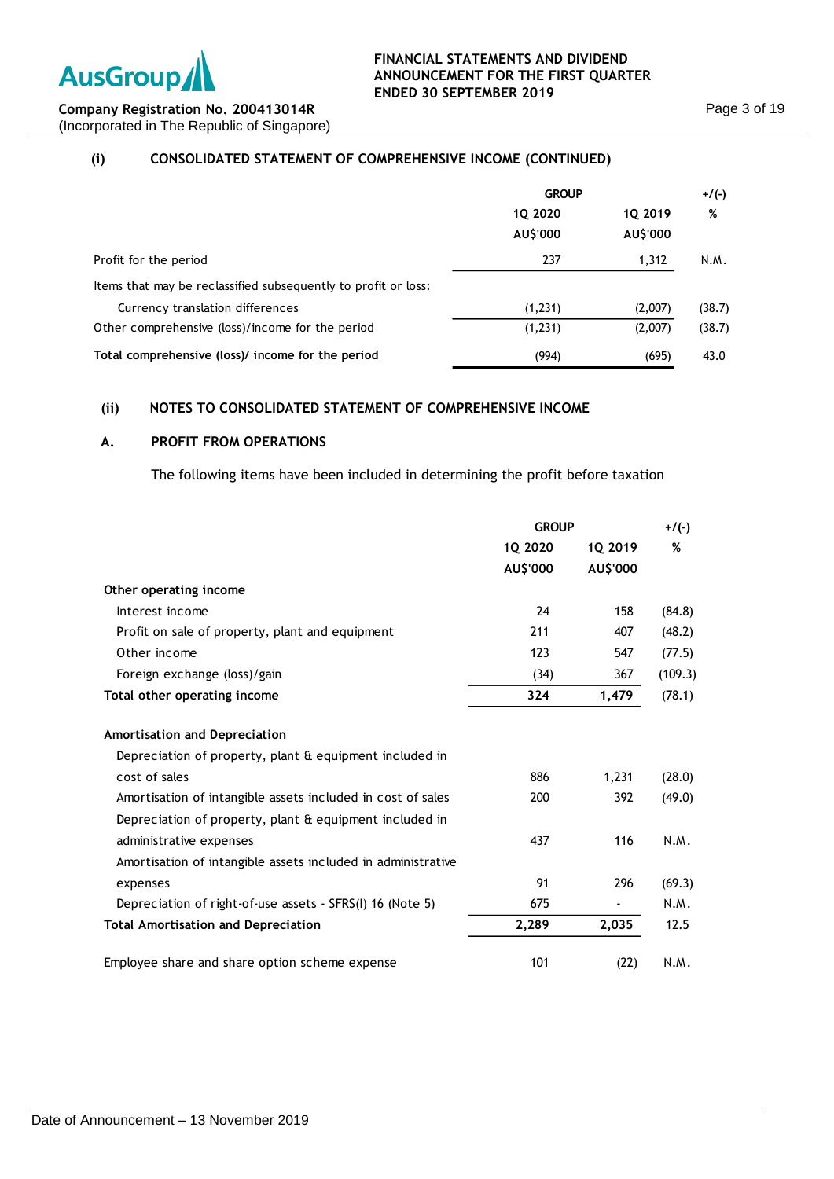### (i) CONSOLIDATED STATEMENT OF COMPREHENSIVE INCOME (CONTINUED)

| | GROUP | | +/(-) |
|---|---|---|---|
| | 1Q 2020 | 1Q 2019 | % |
| | AU$'000 | AU$'000 | |
| Profit for the period | 237 | 1,312 | N.M. |
| Items that may be reclassified subsequently to profit or loss: | | | |
| Currency translation differences | (1,231) | (2,007) | (38.7) |
| Other comprehensive (loss)/income for the period | (1,231) | (2,007) | (38.7) |
| **Total comprehensive (loss)/ income for the period** | (994) | (695) | 43.0 |

### (ii) NOTES TO CONSOLIDATED STATEMENT OF COMPREHENSIVE INCOME

### A. PROFIT FROM OPERATIONS

The following items have been included in determining the profit before taxation

| | GROUP | | +/(-) |
|---|---|---|---|
| | 1Q 2020 | 1Q 2019 | % |
| | AU$'000 | AU$'000 | |
| **Other operating income** | | | |
| Interest income | 24 | 158 | (84.8) |
| Profit on sale of property, plant and equipment | 211 | 407 | (48.2) |
| Other income | 123 | 547 | (77.5) |
| Foreign exchange (loss)/gain | (34) | 367 | (109.3) |
| **Total other operating income** | **324** | **1,479** | (78.1) |
| **Amortisation and Depreciation** | | | |
| Depreciation of property, plant & equipment included in cost of sales | 886 | 1,231 | (28.0) |
| Amortisation of intangible assets included in cost of sales | 200 | 392 | (49.0) |
| Depreciation of property, plant & equipment included in administrative expenses | 437 | 116 | N.M. |
| Amortisation of intangible assets included in administrative expenses | 91 | 296 | (69.3) |
| Depreciation of right-of-use assets - SFRS(I) 16 (Note 5) | 675 | - | N.M. |
| **Total Amortisation and Depreciation** | **2,289** | **2,035** | 12.5 |
| Employee share and share option scheme expense | 101 | (22) | N.M. |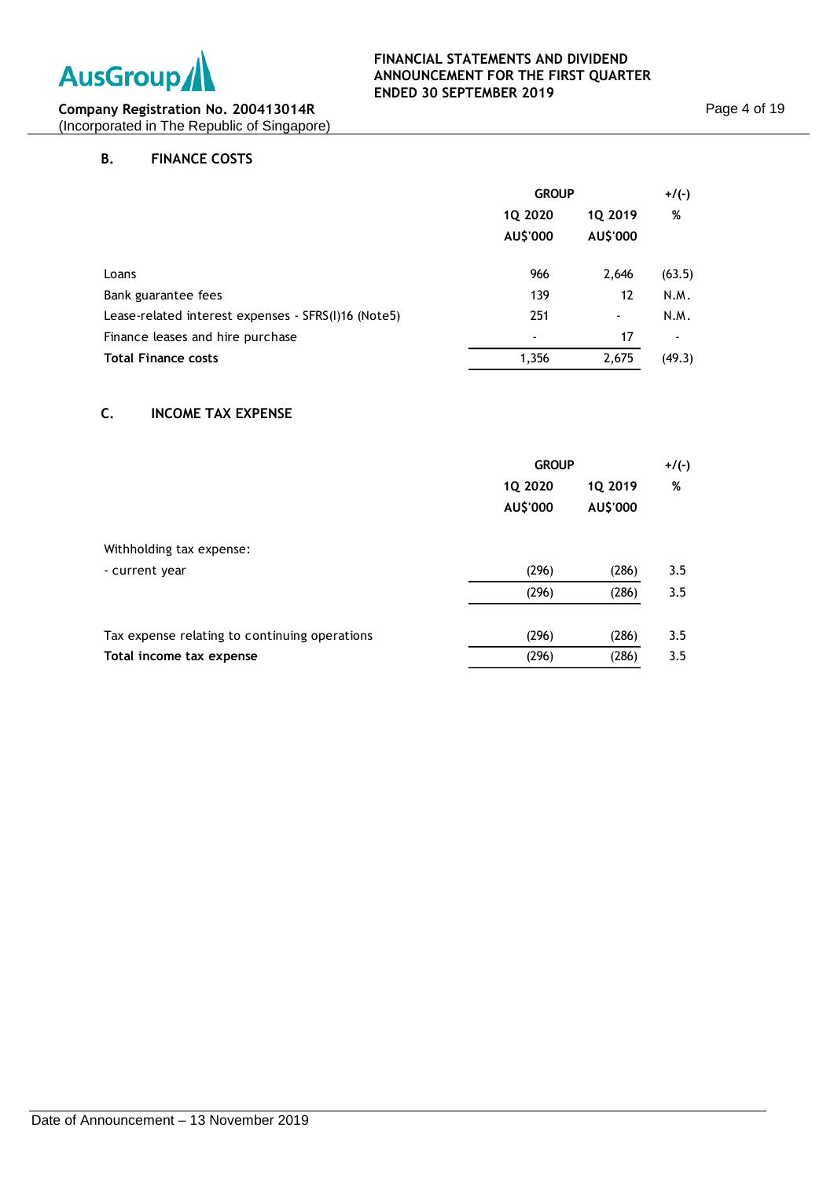### B. FINANCE COSTS

| | GROUP | | +/(-) |
|---|---|---|---|
| | 1Q 2020 | 1Q 2019 | % |
| | AU$'000 | AU$'000 | |
| Loans | 966 | 2,646 | (63.5) |
| Bank guarantee fees | 139 | 12 | N.M. |
| Lease-related interest expenses - SFRS(I)16 (Note5) | 251 | - | N.M. |
| Finance leases and hire purchase | - | 17 | - |
| **Total Finance costs** | 1,356 | 2,675 | (49.3) |

### C. INCOME TAX EXPENSE

| | GROUP | | +/(-) |
|---|---|---|---|
| | 1Q 2020 | 1Q 2019 | % |
| | AU$'000 | AU$'000 | |
| Withholding tax expense: | | | |
| - current year | (296) | (286) | 3.5 |
| | (296) | (286) | 3.5 |
| Tax expense relating to continuing operations | (296) | (286) | 3.5 |
| **Total income tax expense** | (296) | (286) | 3.5 |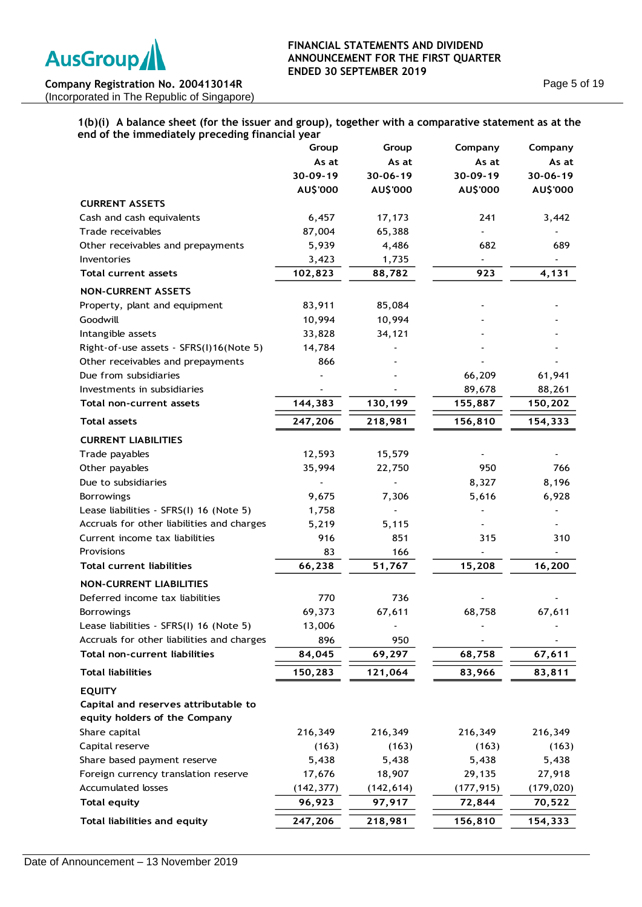**1(b)(i) A balance sheet (for the issuer and group), together with a comparative statement as at the end of the immediately preceding financial year**

| | Group | Group | Company | Company |
|---|---|---|---|---|
| | As at | As at | As at | As at |
| | 30-09-19 | 30-06-19 | 30-09-19 | 30-06-19 |
| | AU$'000 | AU$'000 | AU$'000 | AU$'000 |
| **CURRENT ASSETS** | | | | |
| Cash and cash equivalents | 6,457 | 17,173 | 241 | 3,442 |
| Trade receivables | 87,004 | 65,388 | - | - |
| Other receivables and prepayments | 5,939 | 4,486 | 682 | 689 |
| Inventories | 3,423 | 1,735 | - | - |
| **Total current assets** | **102,823** | **88,782** | **923** | **4,131** |
| **NON-CURRENT ASSETS** | | | | |
| Property, plant and equipment | 83,911 | 85,084 | - | - |
| Goodwill | 10,994 | 10,994 | - | - |
| Intangible assets | 33,828 | 34,121 | - | - |
| Right-of-use assets - SFRS(I)16(Note 5) | 14,784 | - | - | - |
| Other receivables and prepayments | 866 | - | - | - |
| Due from subsidiaries | - | - | 66,209 | 61,941 |
| Investments in subsidiaries | - | - | 89,678 | 88,261 |
| **Total non-current assets** | **144,383** | **130,199** | **155,887** | **150,202** |
| **Total assets** | **247,206** | **218,981** | **156,810** | **154,333** |
| **CURRENT LIABILITIES** | | | | |
| Trade payables | 12,593 | 15,579 | - | - |
| Other payables | 35,994 | 22,750 | 950 | 766 |
| Due to subsidiaries | - | - | 8,327 | 8,196 |
| Borrowings | 9,675 | 7,306 | 5,616 | 6,928 |
| Lease liabilities - SFRS(I) 16 (Note 5) | 1,758 | - | - | - |
| Accruals for other liabilities and charges | 5,219 | 5,115 | - | - |
| Current income tax liabilities | 916 | 851 | 315 | 310 |
| Provisions | 83 | 166 | - | - |
| **Total current liabilities** | **66,238** | **51,767** | **15,208** | **16,200** |
| **NON-CURRENT LIABILITIES** | | | | |
| Deferred income tax liabilities | 770 | 736 | - | - |
| Borrowings | 69,373 | 67,611 | 68,758 | 67,611 |
| Lease liabilities - SFRS(I) 16 (Note 5) | 13,006 | - | - | - |
| Accruals for other liabilities and charges | 896 | 950 | - | - |
| **Total non-current liabilities** | **84,045** | **69,297** | **68,758** | **67,611** |
| **Total liabilities** | **150,283** | **121,064** | **83,966** | **83,811** |
| **EQUITY** | | | | |
| **Capital and reserves attributable to equity holders of the Company** | | | | |
| Share capital | 216,349 | 216,349 | 216,349 | 216,349 |
| Capital reserve | (163) | (163) | (163) | (163) |
| Share based payment reserve | 5,438 | 5,438 | 5,438 | 5,438 |
| Foreign currency translation reserve | 17,676 | 18,907 | 29,135 | 27,918 |
| Accumulated losses | (142,377) | (142,614) | (177,915) | (179,020) |
| **Total equity** | **96,923** | **97,917** | **72,844** | **70,522** |
| **Total liabilities and equity** | **247,206** | **218,981** | **156,810** | **154,333** |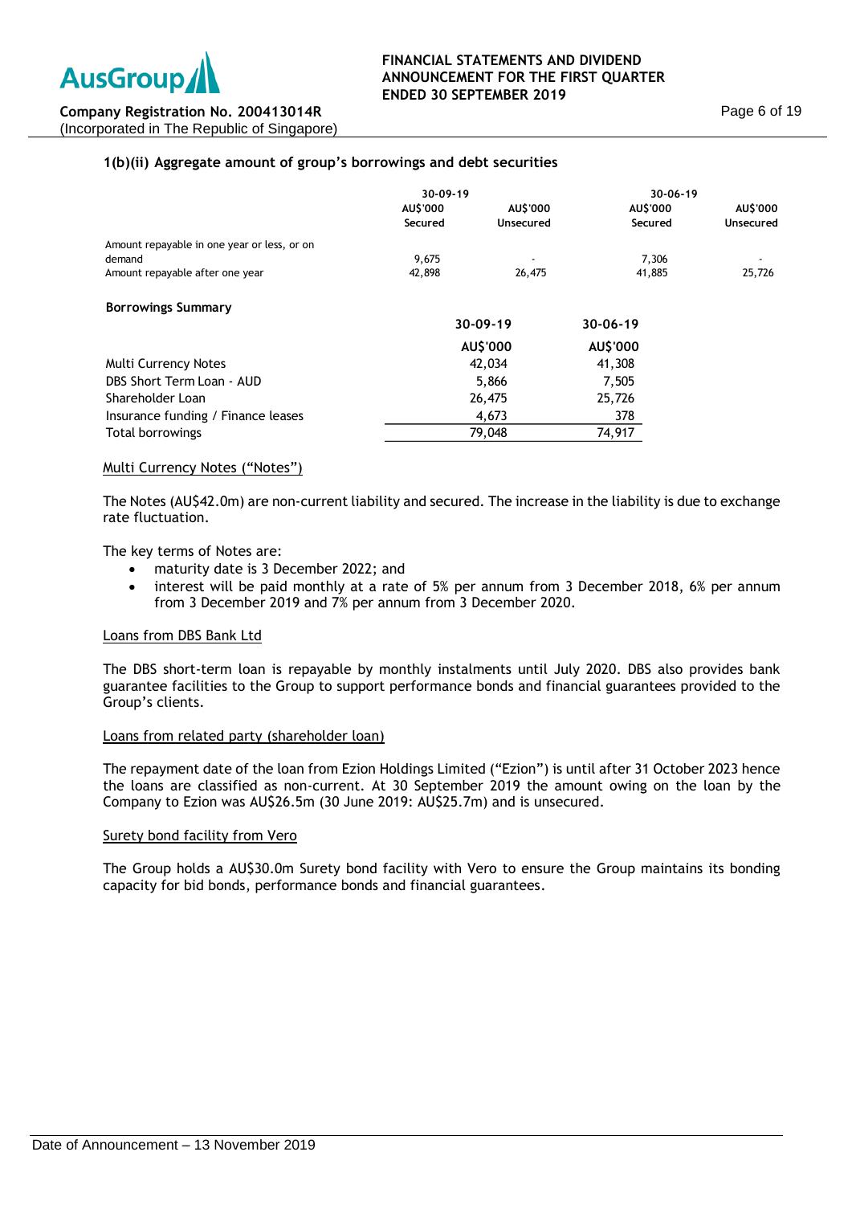### 1(b)(ii) Aggregate amount of group's borrowings and debt securities

| | 30-09-19 | | 30-06-19 | |
|---|---|---|---|---|
| | AU$'000 Secured | AU$'000 Unsecured | AU$'000 Secured | AU$'000 Unsecured |
| Amount repayable in one year or less, or on demand | 9,675 | - | 7,306 | - |
| Amount repayable after one year | 42,898 | 26,475 | 41,885 | 25,726 |

**Borrowings Summary**

| | 30-09-19 | 30-06-19 |
|---|---|---|
| | AU$'000 | AU$'000 |
| Multi Currency Notes | 42,034 | 41,308 |
| DBS Short Term Loan - AUD | 5,866 | 7,505 |
| Shareholder Loan | 26,475 | 25,726 |
| Insurance funding / Finance leases | 4,673 | 378 |
| Total borrowings | 79,048 | 74,917 |

Multi Currency Notes ("Notes")

The Notes (AU$42.0m) are non-current liability and secured. The increase in the liability is due to exchange rate fluctuation.

The key terms of Notes are:

- maturity date is 3 December 2022; and
- interest will be paid monthly at a rate of 5% per annum from 3 December 2018, 6% per annum from 3 December 2019 and 7% per annum from 3 December 2020.

Loans from DBS Bank Ltd

The DBS short-term loan is repayable by monthly instalments until July 2020. DBS also provides bank guarantee facilities to the Group to support performance bonds and financial guarantees provided to the Group's clients.

Loans from related party (shareholder loan)

The repayment date of the loan from Ezion Holdings Limited ("Ezion") is until after 31 October 2023 hence the loans are classified as non-current. At 30 September 2019 the amount owing on the loan by the Company to Ezion was AU$26.5m (30 June 2019: AU$25.7m) and is unsecured.

Surety bond facility from Vero

The Group holds a AU$30.0m Surety bond facility with Vero to ensure the Group maintains its bonding capacity for bid bonds, performance bonds and financial guarantees.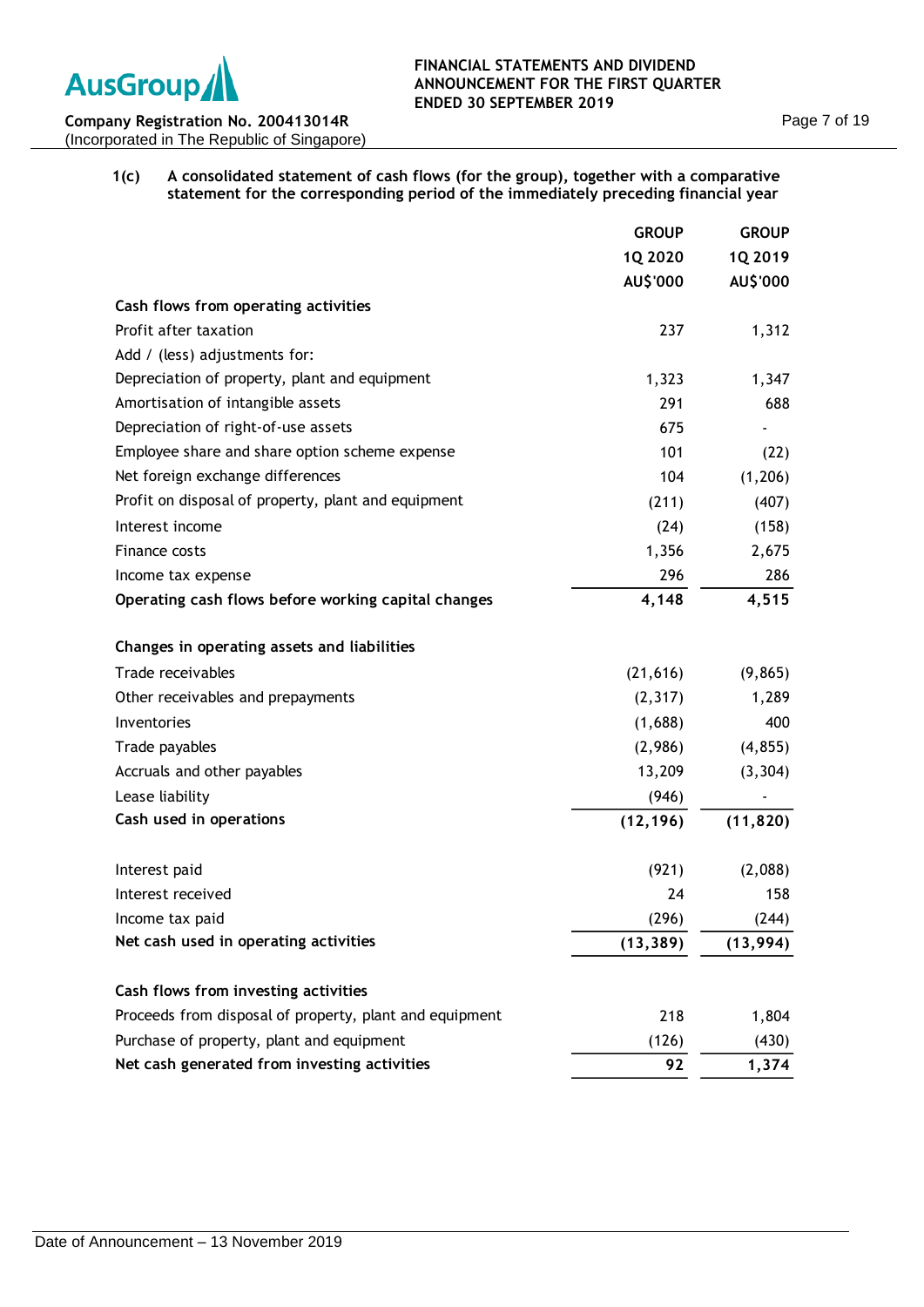**1(c) A consolidated statement of cash flows (for the group), together with a comparative statement for the corresponding period of the immediately preceding financial year**

| | GROUP 1Q 2020 AU$'000 | GROUP 1Q 2019 AU$'000 |
|---|---|---|
| **Cash flows from operating activities** | | |
| Profit after taxation | 237 | 1,312 |
| Add / (less) adjustments for: | | |
| Depreciation of property, plant and equipment | 1,323 | 1,347 |
| Amortisation of intangible assets | 291 | 688 |
| Depreciation of right-of-use assets | 675 | - |
| Employee share and share option scheme expense | 101 | (22) |
| Net foreign exchange differences | 104 | (1,206) |
| Profit on disposal of property, plant and equipment | (211) | (407) |
| Interest income | (24) | (158) |
| Finance costs | 1,356 | 2,675 |
| Income tax expense | 296 | 286 |
| **Operating cash flows before working capital changes** | **4,148** | **4,515** |
| | | |
| **Changes in operating assets and liabilities** | | |
| Trade receivables | (21,616) | (9,865) |
| Other receivables and prepayments | (2,317) | 1,289 |
| Inventories | (1,688) | 400 |
| Trade payables | (2,986) | (4,855) |
| Accruals and other payables | 13,209 | (3,304) |
| Lease liability | (946) | - |
| **Cash used in operations** | **(12,196)** | **(11,820)** |
| | | |
| Interest paid | (921) | (2,088) |
| Interest received | 24 | 158 |
| Income tax paid | (296) | (244) |
| **Net cash used in operating activities** | **(13,389)** | **(13,994)** |
| | | |
| **Cash flows from investing activities** | | |
| Proceeds from disposal of property, plant and equipment | 218 | 1,804 |
| Purchase of property, plant and equipment | (126) | (430) |
| **Net cash generated from investing activities** | **92** | **1,374** |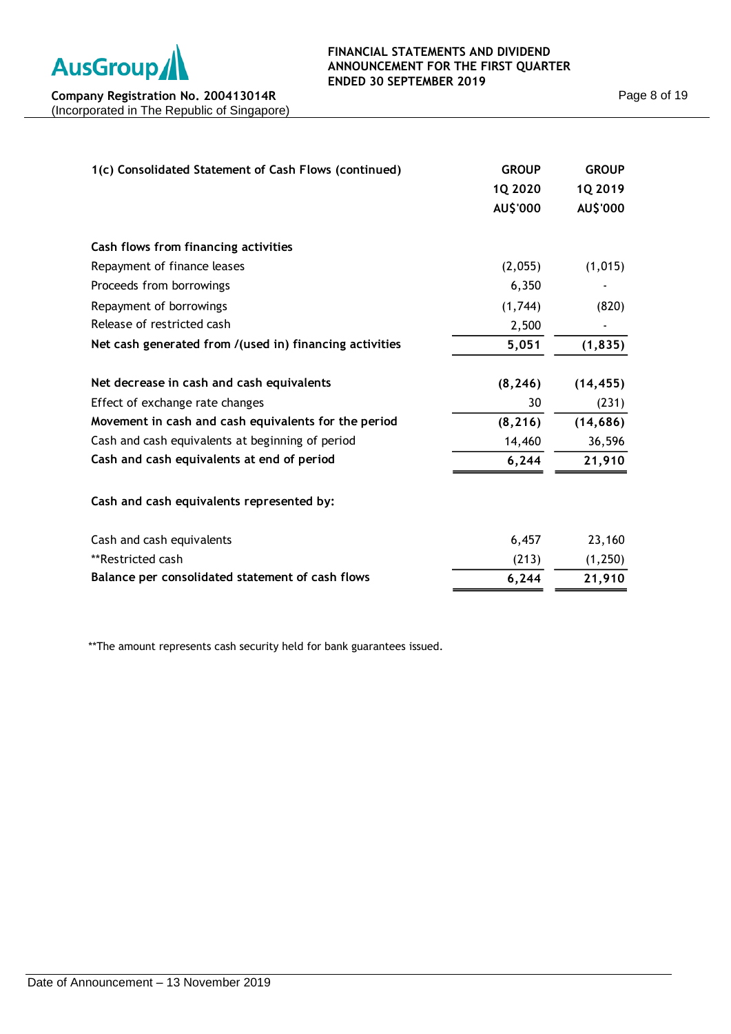### 1(c) Consolidated Statement of Cash Flows (continued)

| | GROUP 1Q 2020 AU$'000 | GROUP 1Q 2019 AU$'000 |
|---|---|---|
| **Cash flows from financing activities** | | |
| Repayment of finance leases | (2,055) | (1,015) |
| Proceeds from borrowings | 6,350 | - |
| Repayment of borrowings | (1,744) | (820) |
| Release of restricted cash | 2,500 | - |
| **Net cash generated from /(used in) financing activities** | **5,051** | **(1,835)** |
| | | |
| **Net decrease in cash and cash equivalents** | **(8,246)** | **(14,455)** |
| Effect of exchange rate changes | 30 | (231) |
| **Movement in cash and cash equivalents for the period** | **(8,216)** | **(14,686)** |
| Cash and cash equivalents at beginning of period | 14,460 | 36,596 |
| **Cash and cash equivalents at end of period** | **6,244** | **21,910** |
| | | |
| **Cash and cash equivalents represented by:** | | |
| | | |
| Cash and cash equivalents | 6,457 | 23,160 |
| **Restricted cash | (213) | (1,250) |
| **Balance per consolidated statement of cash flows** | **6,244** | **21,910** |

**The amount represents cash security held for bank guarantees issued.

Date of Announcement – 13 November 2019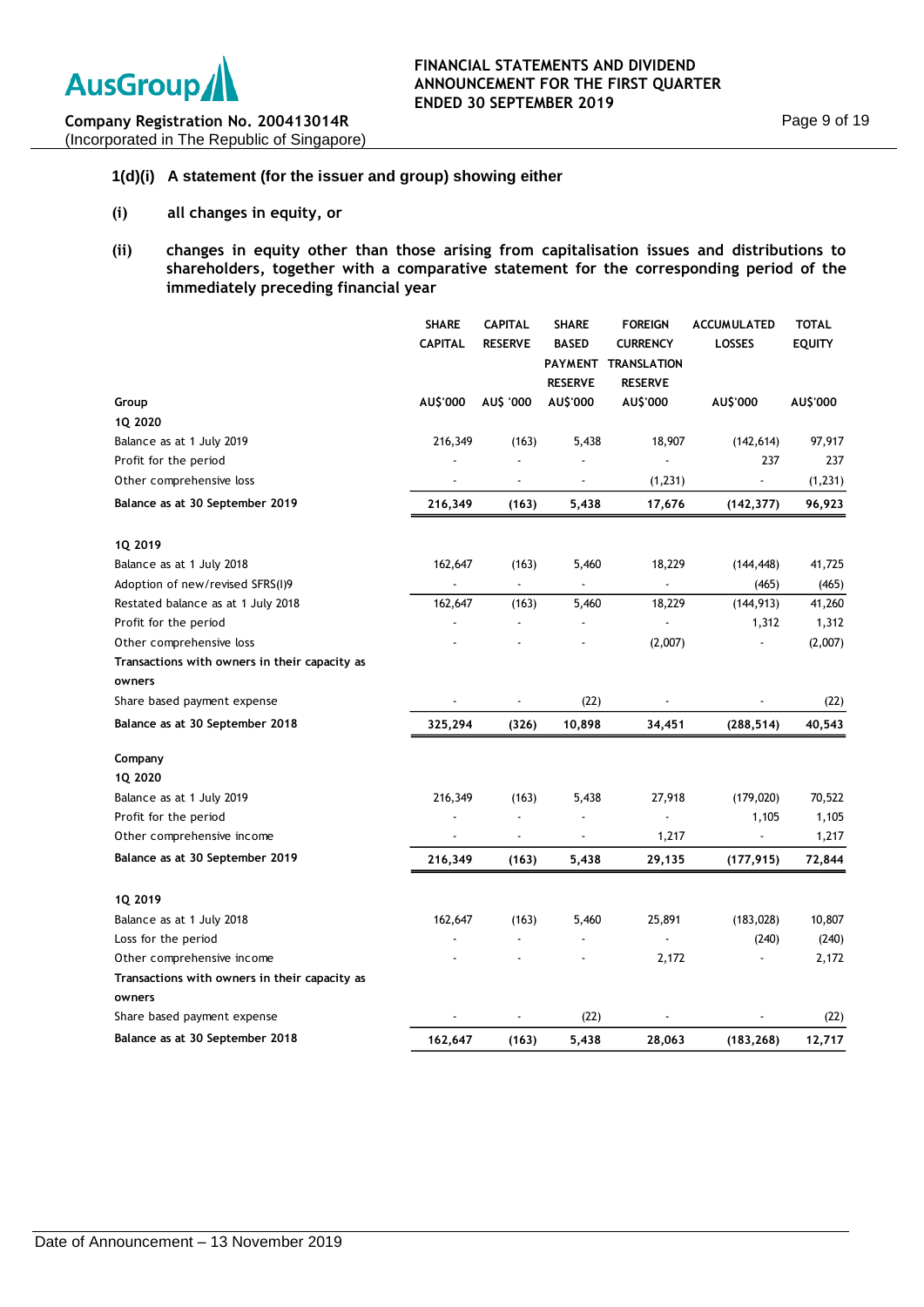## 1(d)(i) A statement (for the issuer and group) showing either

**(i)** **all changes in equity, or**

**(ii)** **changes in equity other than those arising from capitalisation issues and distributions to shareholders, together with a comparative statement for the corresponding period of the immediately preceding financial year**

| | SHARE CAPITAL | CAPITAL RESERVE | SHARE BASED PAYMENT RESERVE | FOREIGN CURRENCY TRANSLATION RESERVE | ACCUMULATED LOSSES | TOTAL EQUITY |
|---|---|---|---|---|---|---|
| **Group** | **AU$'000** | **AU$ '000** | **AU$'000** | **AU$'000** | **AU$'000** | **AU$'000** |
| **1Q 2020** | | | | | | |
| Balance as at 1 July 2019 | 216,349 | (163) | 5,438 | 18,907 | (142,614) | 97,917 |
| Profit for the period | - | - | - | - | 237 | 237 |
| Other comprehensive loss | - | - | - | (1,231) | - | (1,231) |
| **Balance as at 30 September 2019** | **216,349** | **(163)** | **5,438** | **17,676** | **(142,377)** | **96,923** |
| | | | | | | |
| **1Q 2019** | | | | | | |
| Balance as at 1 July 2018 | 162,647 | (163) | 5,460 | 18,229 | (144,448) | 41,725 |
| Adoption of new/revised SFRS(I)9 | - | - | - | - | (465) | (465) |
| Restated balance as at 1 July 2018 | 162,647 | (163) | 5,460 | 18,229 | (144,913) | 41,260 |
| Profit for the period | - | - | - | - | 1,312 | 1,312 |
| Other comprehensive loss | - | - | - | (2,007) | - | (2,007) |
| **Transactions with owners in their capacity as owners** | | | | | | |
| Share based payment expense | - | - | (22) | - | - | (22) |
| **Balance as at 30 September 2018** | **325,294** | **(326)** | **10,898** | **34,451** | **(288,514)** | **40,543** |
| | | | | | | |
| **Company** | | | | | | |
| **1Q 2020** | | | | | | |
| Balance as at 1 July 2019 | 216,349 | (163) | 5,438 | 27,918 | (179,020) | 70,522 |
| Profit for the period | - | - | - | - | 1,105 | 1,105 |
| Other comprehensive income | - | - | - | 1,217 | - | 1,217 |
| **Balance as at 30 September 2019** | **216,349** | **(163)** | **5,438** | **29,135** | **(177,915)** | **72,844** |
| | | | | | | |
| **1Q 2019** | | | | | | |
| Balance as at 1 July 2018 | 162,647 | (163) | 5,460 | 25,891 | (183,028) | 10,807 |
| Loss for the period | - | - | - | - | (240) | (240) |
| Other comprehensive income | - | - | - | 2,172 | - | 2,172 |
| **Transactions with owners in their capacity as owners** | | | | | | |
| Share based payment expense | - | - | (22) | - | - | (22) |
| **Balance as at 30 September 2018** | **162,647** | **(163)** | **5,438** | **28,063** | **(183,268)** | **12,717** |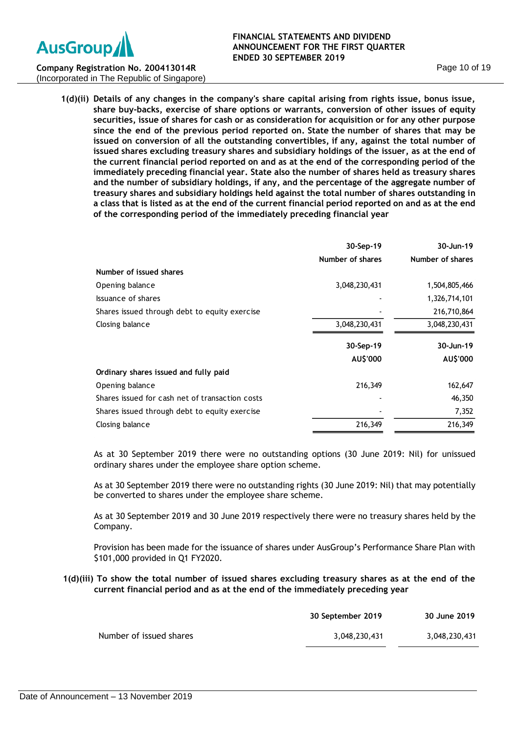**1(d)(ii) Details of any changes in the company's share capital arising from rights issue, bonus issue, share buy-backs, exercise of share options or warrants, conversion of other issues of equity securities, issue of shares for cash or as consideration for acquisition or for any other purpose since the end of the previous period reported on. State the number of shares that may be issued on conversion of all the outstanding convertibles, if any, against the total number of issued shares excluding treasury shares and subsidiary holdings of the issuer, as at the end of the current financial period reported on and as at the end of the corresponding period of the immediately preceding financial year. State also the number of shares held as treasury shares and the number of subsidiary holdings, if any, and the percentage of the aggregate number of treasury shares and subsidiary holdings held against the total number of shares outstanding in a class that is listed as at the end of the current financial period reported on and as at the end of the corresponding period of the immediately preceding financial year**

| | 30-Sep-19 | 30-Jun-19 |
|---|---|---|
| | Number of shares | Number of shares |
| **Number of issued shares** | | |
| Opening balance | 3,048,230,431 | 1,504,805,466 |
| Issuance of shares | - | 1,326,714,101 |
| Shares issued through debt to equity exercise | - | 216,710,864 |
| Closing balance | 3,048,230,431 | 3,048,230,431 |

| | 30-Sep-19 | 30-Jun-19 |
|---|---|---|
| | AU$'000 | AU$'000 |
| **Ordinary shares issued and fully paid** | | |
| Opening balance | 216,349 | 162,647 |
| Shares issued for cash net of transaction costs | - | 46,350 |
| Shares issued through debt to equity exercise | - | 7,352 |
| Closing balance | 216,349 | 216,349 |

As at 30 September 2019 there were no outstanding options (30 June 2019: Nil) for unissued ordinary shares under the employee share option scheme.

As at 30 September 2019 there were no outstanding rights (30 June 2019: Nil) that may potentially be converted to shares under the employee share scheme.

As at 30 September 2019 and 30 June 2019 respectively there were no treasury shares held by the Company.

Provision has been made for the issuance of shares under AusGroup's Performance Share Plan with $101,000 provided in Q1 FY2020.

**1(d)(iii) To show the total number of issued shares excluding treasury shares as at the end of the current financial period and as at the end of the immediately preceding year**

| | 30 September 2019 | 30 June 2019 |
|---|---|---|
| Number of issued shares | 3,048,230,431 | 3,048,230,431 |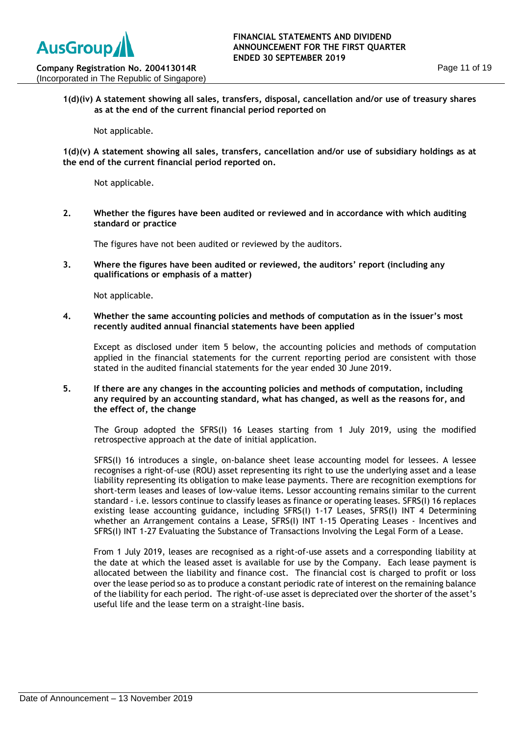**1(d)(iv) A statement showing all sales, transfers, disposal, cancellation and/or use of treasury shares as at the end of the current financial period reported on**

Not applicable.

**1(d)(v) A statement showing all sales, transfers, cancellation and/or use of subsidiary holdings as at the end of the current financial period reported on.**

Not applicable.

**2. Whether the figures have been audited or reviewed and in accordance with which auditing standard or practice**

The figures have not been audited or reviewed by the auditors.

**3. Where the figures have been audited or reviewed, the auditors' report (including any qualifications or emphasis of a matter)**

Not applicable.

**4. Whether the same accounting policies and methods of computation as in the issuer's most recently audited annual financial statements have been applied**

Except as disclosed under item 5 below, the accounting policies and methods of computation applied in the financial statements for the current reporting period are consistent with those stated in the audited financial statements for the year ended 30 June 2019.

**5. If there are any changes in the accounting policies and methods of computation, including any required by an accounting standard, what has changed, as well as the reasons for, and the effect of, the change**

The Group adopted the SFRS(I) 16 Leases starting from 1 July 2019, using the modified retrospective approach at the date of initial application.

SFRS(I) 16 introduces a single, on-balance sheet lease accounting model for lessees. A lessee recognises a right-of-use (ROU) asset representing its right to use the underlying asset and a lease liability representing its obligation to make lease payments. There are recognition exemptions for short-term leases and leases of low-value items. Lessor accounting remains similar to the current standard - i.e. lessors continue to classify leases as finance or operating leases. SFRS(I) 16 replaces existing lease accounting guidance, including SFRS(I) 1-17 Leases, SFRS(I) INT 4 Determining whether an Arrangement contains a Lease, SFRS(I) INT 1-15 Operating Leases - Incentives and SFRS(I) INT 1-27 Evaluating the Substance of Transactions Involving the Legal Form of a Lease.

From 1 July 2019, leases are recognised as a right-of-use assets and a corresponding liability at the date at which the leased asset is available for use by the Company. Each lease payment is allocated between the liability and finance cost. The financial cost is charged to profit or loss over the lease period so as to produce a constant periodic rate of interest on the remaining balance of the liability for each period. The right-of-use asset is depreciated over the shorter of the asset's useful life and the lease term on a straight-line basis.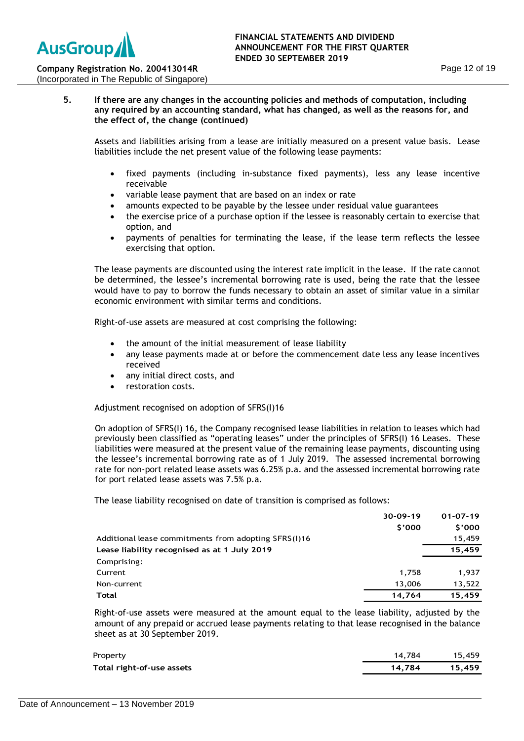**5. If there are any changes in the accounting policies and methods of computation, including any required by an accounting standard, what has changed, as well as the reasons for, and the effect of, the change (continued)**

Assets and liabilities arising from a lease are initially measured on a present value basis. Lease liabilities include the net present value of the following lease payments:

- fixed payments (including in-substance fixed payments), less any lease incentive receivable
- variable lease payment that are based on an index or rate
- amounts expected to be payable by the lessee under residual value guarantees
- the exercise price of a purchase option if the lessee is reasonably certain to exercise that option, and
- payments of penalties for terminating the lease, if the lease term reflects the lessee exercising that option.

The lease payments are discounted using the interest rate implicit in the lease. If the rate cannot be determined, the lessee's incremental borrowing rate is used, being the rate that the lessee would have to pay to borrow the funds necessary to obtain an asset of similar value in a similar economic environment with similar terms and conditions.

Right-of-use assets are measured at cost comprising the following:

- the amount of the initial measurement of lease liability
- any lease payments made at or before the commencement date less any lease incentives received
- any initial direct costs, and
- restoration costs.

Adjustment recognised on adoption of SFRS(I)16

On adoption of SFRS(I) 16, the Company recognised lease liabilities in relation to leases which had previously been classified as "operating leases" under the principles of SFRS(I) 16 Leases. These liabilities were measured at the present value of the remaining lease payments, discounting using the lessee's incremental borrowing rate as of 1 July 2019. The assessed incremental borrowing rate for non-port related lease assets was 6.25% p.a. and the assessed incremental borrowing rate for port related lease assets was 7.5% p.a.

The lease liability recognised on date of transition is comprised as follows:

| | 30-09-19 | 01-07-19 |
|---|---|---|
| | $'000 | $'000 |
| Additional lease commitments from adopting SFRS(I)16 | | 15,459 |
| **Lease liability recognised as at 1 July 2019** | | **15,459** |
| Comprising: | | |
| Current | 1,758 | 1,937 |
| Non-current | 13,006 | 13,522 |
| **Total** | **14,764** | **15,459** |

Right-of-use assets were measured at the amount equal to the lease liability, adjusted by the amount of any prepaid or accrued lease payments relating to that lease recognised in the balance sheet as at 30 September 2019.

| | 30-09-19 | 01-07-19 |
|---|---|---|
| Property | 14,784 | 15,459 |
| **Total right-of-use assets** | **14,784** | **15,459** |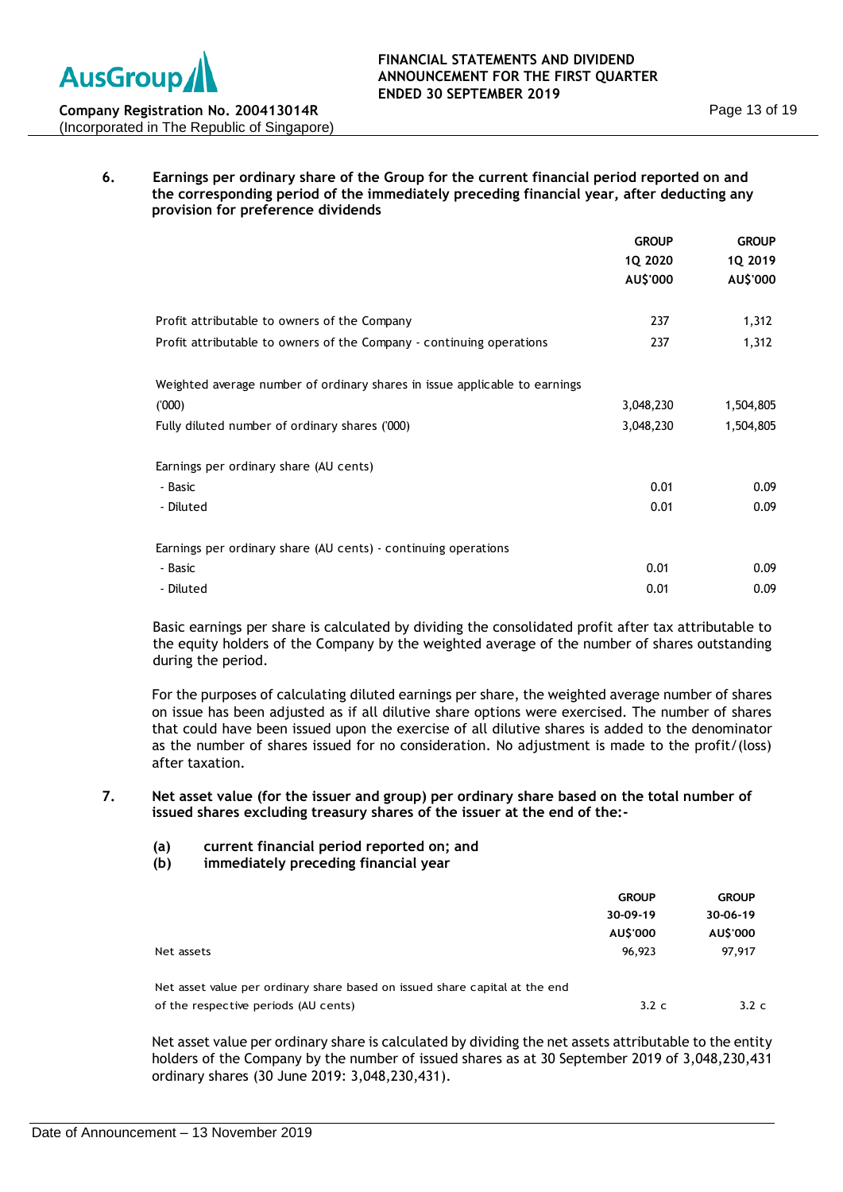6. **Earnings per ordinary share of the Group for the current financial period reported on and the corresponding period of the immediately preceding financial year, after deducting any provision for preference dividends**

| | GROUP 1Q 2020 AU$'000 | GROUP 1Q 2019 AU$'000 |
|---|---|---|
| Profit attributable to owners of the Company | 237 | 1,312 |
| Profit attributable to owners of the Company - continuing operations | 237 | 1,312 |
| | | |
| Weighted average number of ordinary shares in issue applicable to earnings ('000) | 3,048,230 | 1,504,805 |
| Fully diluted number of ordinary shares ('000) | 3,048,230 | 1,504,805 |
| | | |
| Earnings per ordinary share (AU cents) | | |
| - Basic | 0.01 | 0.09 |
| - Diluted | 0.01 | 0.09 |
| | | |
| Earnings per ordinary share (AU cents) - continuing operations | | |
| - Basic | 0.01 | 0.09 |
| - Diluted | 0.01 | 0.09 |

Basic earnings per share is calculated by dividing the consolidated profit after tax attributable to the equity holders of the Company by the weighted average of the number of shares outstanding during the period.

For the purposes of calculating diluted earnings per share, the weighted average number of shares on issue has been adjusted as if all dilutive share options were exercised. The number of shares that could have been issued upon the exercise of all dilutive shares is added to the denominator as the number of shares issued for no consideration. No adjustment is made to the profit/(loss) after taxation.

7. **Net asset value (for the issuer and group) per ordinary share based on the total number of issued shares excluding treasury shares of the issuer at the end of the:-**

   **(a) current financial period reported on; and**
   **(b) immediately preceding financial year**

| | GROUP 30-09-19 AU$'000 | GROUP 30-06-19 AU$'000 |
|---|---|---|
| Net assets | 96,923 | 97,917 |
| | | |
| Net asset value per ordinary share based on issued share capital at the end of the respective periods (AU cents) | 3.2 c | 3.2 c |

Net asset value per ordinary share is calculated by dividing the net assets attributable to the entity holders of the Company by the number of issued shares as at 30 September 2019 of 3,048,230,431 ordinary shares (30 June 2019: 3,048,230,431).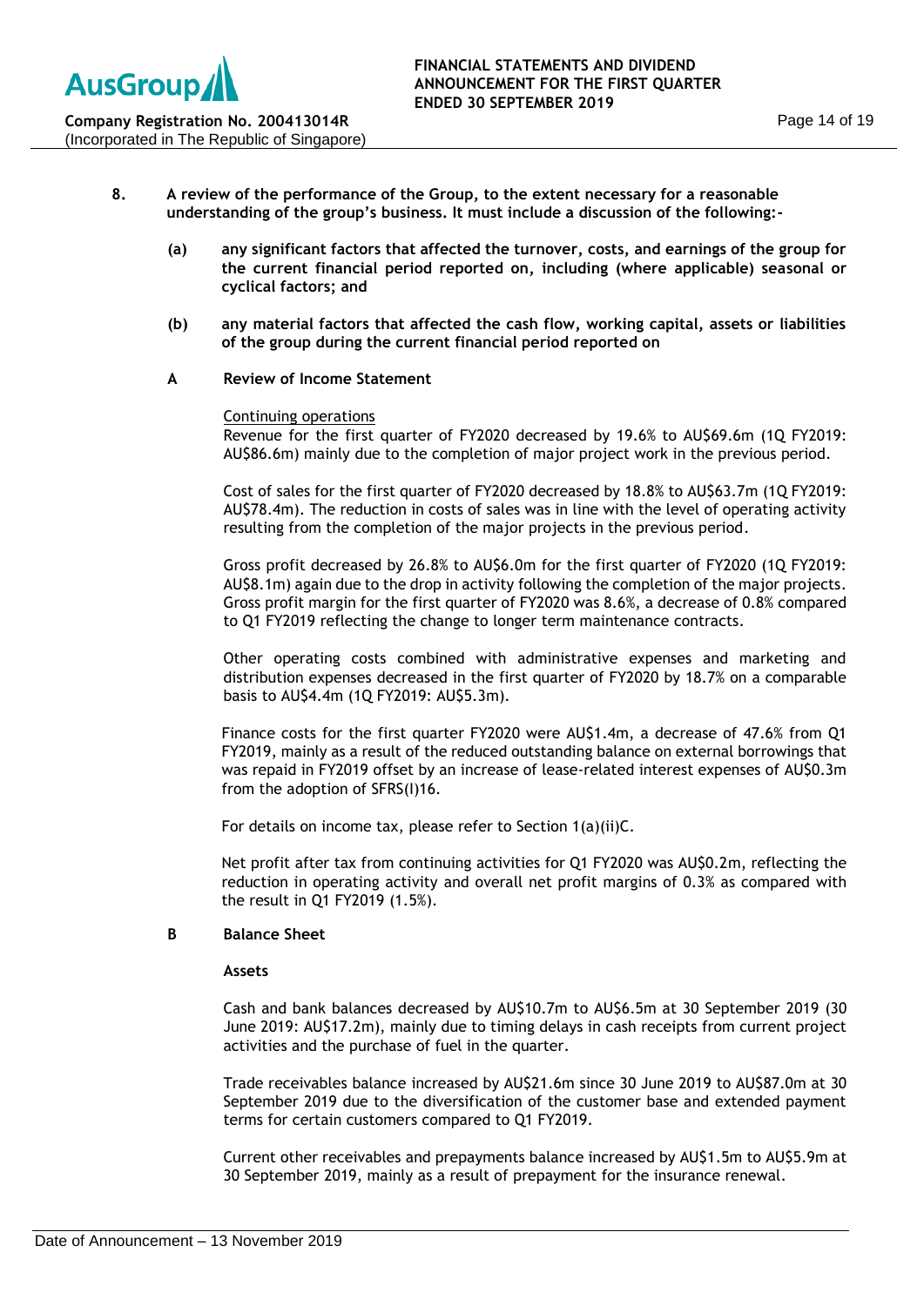8. **A review of the performance of the Group, to the extent necessary for a reasonable understanding of the group's business. It must include a discussion of the following:-**

   **(a) any significant factors that affected the turnover, costs, and earnings of the group for the current financial period reported on, including (where applicable) seasonal or cyclical factors; and**

   **(b) any material factors that affected the cash flow, working capital, assets or liabilities of the group during the current financial period reported on**

**A Review of Income Statement**

Continuing operations

Revenue for the first quarter of FY2020 decreased by 19.6% to AU$69.6m (1Q FY2019: AU$86.6m) mainly due to the completion of major project work in the previous period.

Cost of sales for the first quarter of FY2020 decreased by 18.8% to AU$63.7m (1Q FY2019: AU$78.4m). The reduction in costs of sales was in line with the level of operating activity resulting from the completion of the major projects in the previous period.

Gross profit decreased by 26.8% to AU$6.0m for the first quarter of FY2020 (1Q FY2019: AU$8.1m) again due to the drop in activity following the completion of the major projects. Gross profit margin for the first quarter of FY2020 was 8.6%, a decrease of 0.8% compared to Q1 FY2019 reflecting the change to longer term maintenance contracts.

Other operating costs combined with administrative expenses and marketing and distribution expenses decreased in the first quarter of FY2020 by 18.7% on a comparable basis to AU$4.4m (1Q FY2019: AU$5.3m).

Finance costs for the first quarter FY2020 were AU$1.4m, a decrease of 47.6% from Q1 FY2019, mainly as a result of the reduced outstanding balance on external borrowings that was repaid in FY2019 offset by an increase of lease-related interest expenses of AU$0.3m from the adoption of SFRS(I)16.

For details on income tax, please refer to Section 1(a)(ii)C.

Net profit after tax from continuing activities for Q1 FY2020 was AU$0.2m, reflecting the reduction in operating activity and overall net profit margins of 0.3% as compared with the result in Q1 FY2019 (1.5%).

**B Balance Sheet**

**Assets**

Cash and bank balances decreased by AU$10.7m to AU$6.5m at 30 September 2019 (30 June 2019: AU$17.2m), mainly due to timing delays in cash receipts from current project activities and the purchase of fuel in the quarter.

Trade receivables balance increased by AU$21.6m since 30 June 2019 to AU$87.0m at 30 September 2019 due to the diversification of the customer base and extended payment terms for certain customers compared to Q1 FY2019.

Current other receivables and prepayments balance increased by AU$1.5m to AU$5.9m at 30 September 2019, mainly as a result of prepayment for the insurance renewal.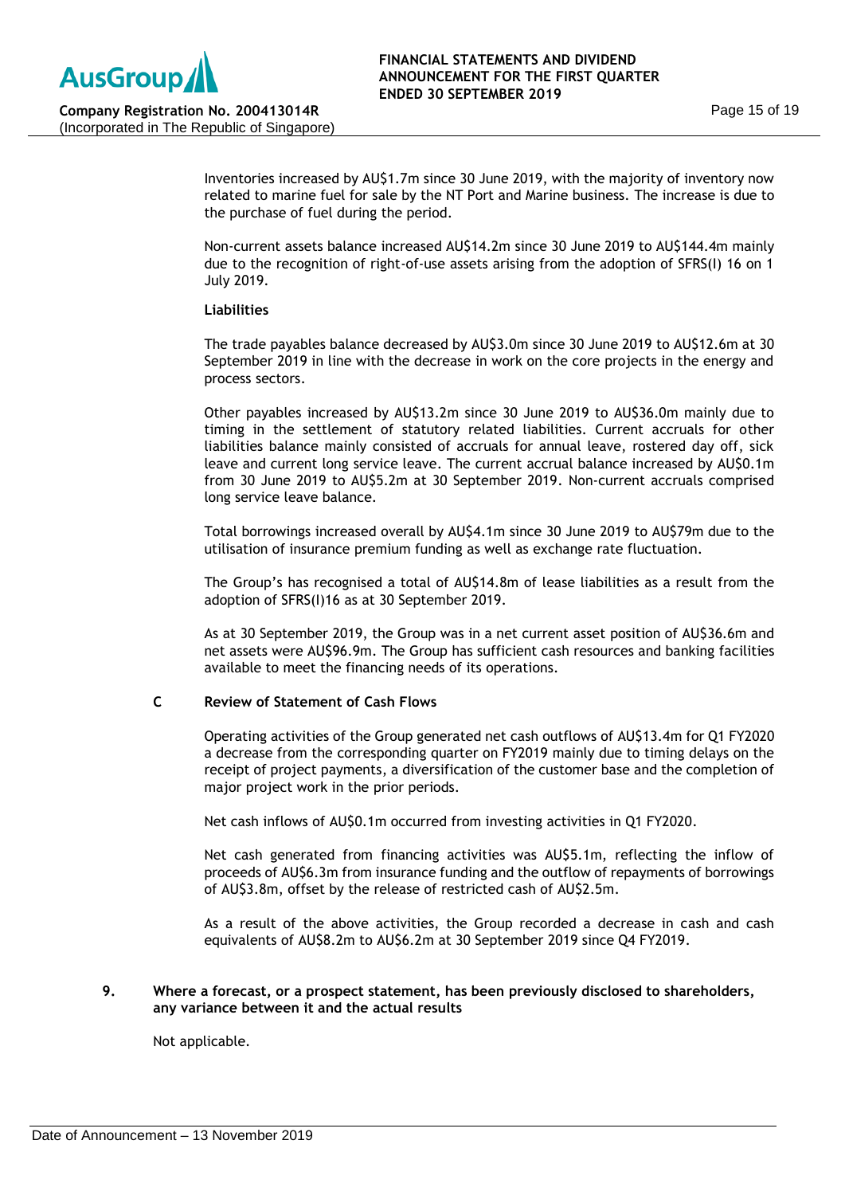Inventories increased by AU$1.7m since 30 June 2019, with the majority of inventory now related to marine fuel for sale by the NT Port and Marine business. The increase is due to the purchase of fuel during the period.

Non-current assets balance increased AU$14.2m since 30 June 2019 to AU$144.4m mainly due to the recognition of right-of-use assets arising from the adoption of SFRS(I) 16 on 1 July 2019.

**Liabilities**

The trade payables balance decreased by AU$3.0m since 30 June 2019 to AU$12.6m at 30 September 2019 in line with the decrease in work on the core projects in the energy and process sectors.

Other payables increased by AU$13.2m since 30 June 2019 to AU$36.0m mainly due to timing in the settlement of statutory related liabilities. Current accruals for other liabilities balance mainly consisted of accruals for annual leave, rostered day off, sick leave and current long service leave. The current accrual balance increased by AU$0.1m from 30 June 2019 to AU$5.2m at 30 September 2019. Non-current accruals comprised long service leave balance.

Total borrowings increased overall by AU$4.1m since 30 June 2019 to AU$79m due to the utilisation of insurance premium funding as well as exchange rate fluctuation.

The Group's has recognised a total of AU$14.8m of lease liabilities as a result from the adoption of SFRS(I)16 as at 30 September 2019.

As at 30 September 2019, the Group was in a net current asset position of AU$36.6m and net assets were AU$96.9m. The Group has sufficient cash resources and banking facilities available to meet the financing needs of its operations.

**C Review of Statement of Cash Flows**

Operating activities of the Group generated net cash outflows of AU$13.4m for Q1 FY2020 a decrease from the corresponding quarter on FY2019 mainly due to timing delays on the receipt of project payments, a diversification of the customer base and the completion of major project work in the prior periods.

Net cash inflows of AU$0.1m occurred from investing activities in Q1 FY2020.

Net cash generated from financing activities was AU$5.1m, reflecting the inflow of proceeds of AU$6.3m from insurance funding and the outflow of repayments of borrowings of AU$3.8m, offset by the release of restricted cash of AU$2.5m.

As a result of the above activities, the Group recorded a decrease in cash and cash equivalents of AU$8.2m to AU$6.2m at 30 September 2019 since Q4 FY2019.

**9. Where a forecast, or a prospect statement, has been previously disclosed to shareholders, any variance between it and the actual results**

Not applicable.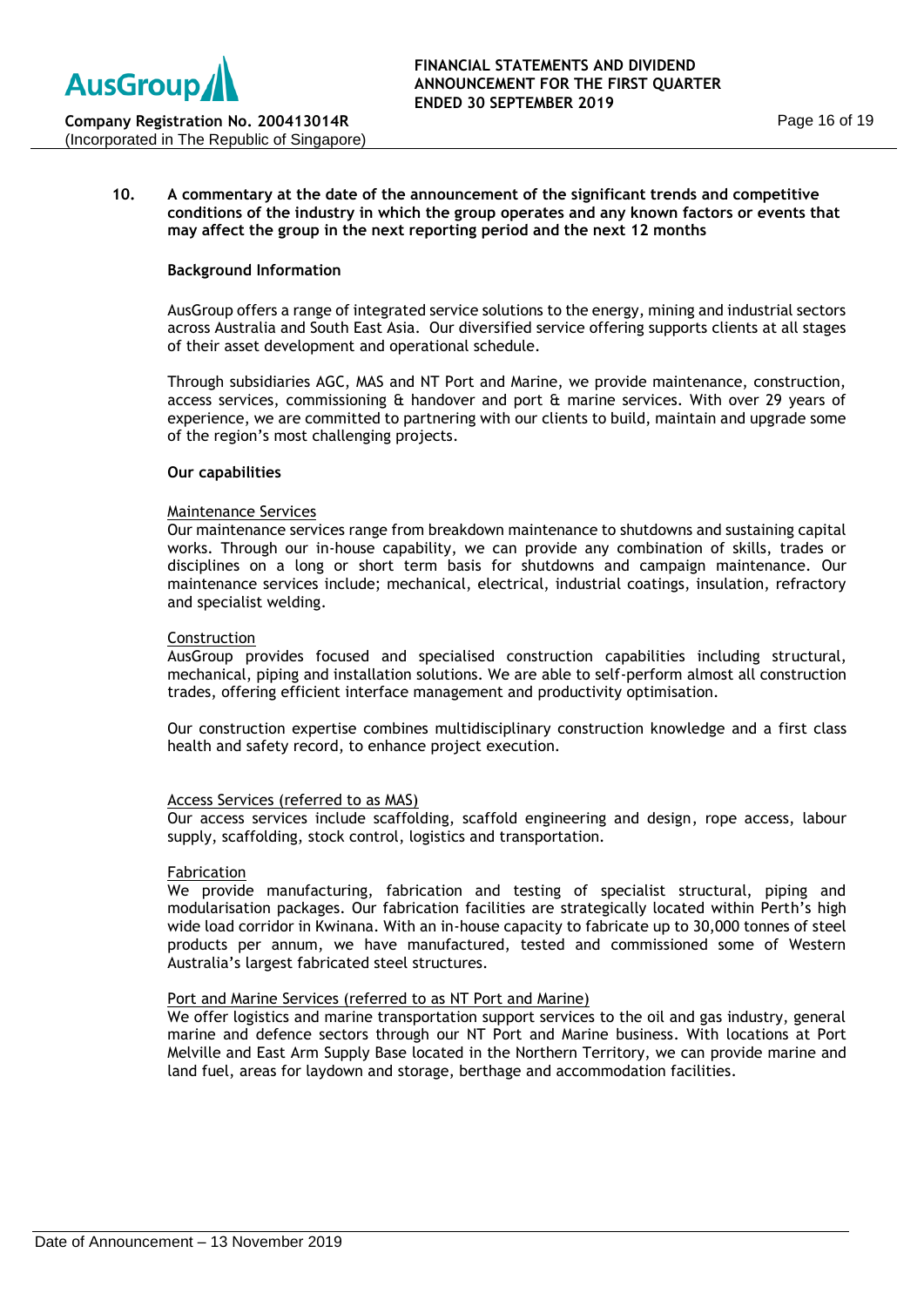**10. A commentary at the date of the announcement of the significant trends and competitive conditions of the industry in which the group operates and any known factors or events that may affect the group in the next reporting period and the next 12 months**

**Background Information**

AusGroup offers a range of integrated service solutions to the energy, mining and industrial sectors across Australia and South East Asia. Our diversified service offering supports clients at all stages of their asset development and operational schedule.

Through subsidiaries AGC, MAS and NT Port and Marine, we provide maintenance, construction, access services, commissioning & handover and port & marine services. With over 29 years of experience, we are committed to partnering with our clients to build, maintain and upgrade some of the region's most challenging projects.

**Our capabilities**

Maintenance Services

Our maintenance services range from breakdown maintenance to shutdowns and sustaining capital works. Through our in-house capability, we can provide any combination of skills, trades or disciplines on a long or short term basis for shutdowns and campaign maintenance. Our maintenance services include; mechanical, electrical, industrial coatings, insulation, refractory and specialist welding.

Construction

AusGroup provides focused and specialised construction capabilities including structural, mechanical, piping and installation solutions. We are able to self-perform almost all construction trades, offering efficient interface management and productivity optimisation.

Our construction expertise combines multidisciplinary construction knowledge and a first class health and safety record, to enhance project execution.

Access Services (referred to as MAS)

Our access services include scaffolding, scaffold engineering and design, rope access, labour supply, scaffolding, stock control, logistics and transportation.

Fabrication

We provide manufacturing, fabrication and testing of specialist structural, piping and modularisation packages. Our fabrication facilities are strategically located within Perth's high wide load corridor in Kwinana. With an in-house capacity to fabricate up to 30,000 tonnes of steel products per annum, we have manufactured, tested and commissioned some of Western Australia's largest fabricated steel structures.

Port and Marine Services (referred to as NT Port and Marine)

We offer logistics and marine transportation support services to the oil and gas industry, general marine and defence sectors through our NT Port and Marine business. With locations at Port Melville and East Arm Supply Base located in the Northern Territory, we can provide marine and land fuel, areas for laydown and storage, berthage and accommodation facilities.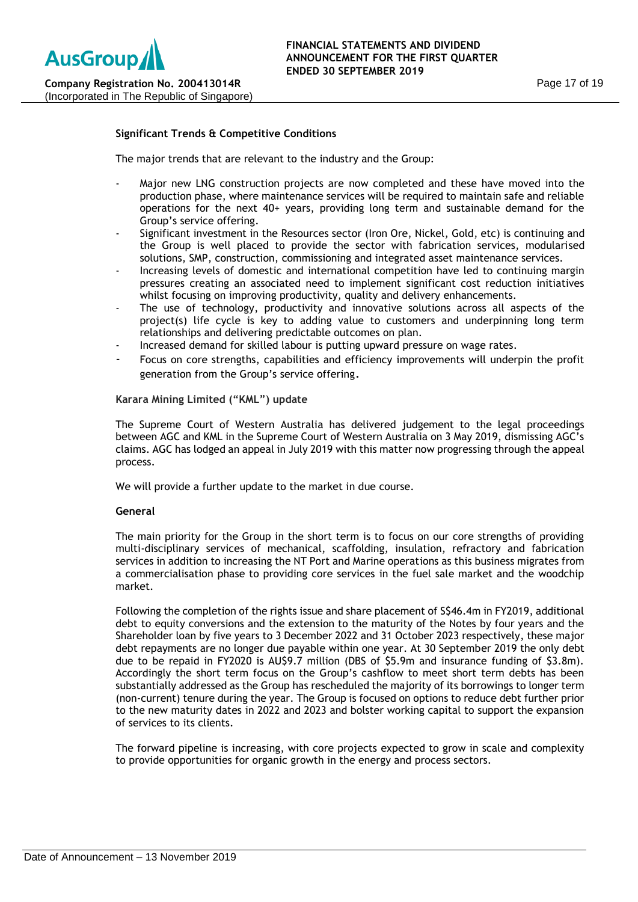**Significant Trends & Competitive Conditions**

The major trends that are relevant to the industry and the Group:

- Major new LNG construction projects are now completed and these have moved into the production phase, where maintenance services will be required to maintain safe and reliable operations for the next 40+ years, providing long term and sustainable demand for the Group's service offering.
- Significant investment in the Resources sector (Iron Ore, Nickel, Gold, etc) is continuing and the Group is well placed to provide the sector with fabrication services, modularised solutions, SMP, construction, commissioning and integrated asset maintenance services.
- Increasing levels of domestic and international competition have led to continuing margin pressures creating an associated need to implement significant cost reduction initiatives whilst focusing on improving productivity, quality and delivery enhancements.
- The use of technology, productivity and innovative solutions across all aspects of the project(s) life cycle is key to adding value to customers and underpinning long term relationships and delivering predictable outcomes on plan.
- Increased demand for skilled labour is putting upward pressure on wage rates.
- Focus on core strengths, capabilities and efficiency improvements will underpin the profit generation from the Group's service offering.

**Karara Mining Limited ("KML") update**

The Supreme Court of Western Australia has delivered judgement to the legal proceedings between AGC and KML in the Supreme Court of Western Australia on 3 May 2019, dismissing AGC's claims. AGC has lodged an appeal in July 2019 with this matter now progressing through the appeal process.

We will provide a further update to the market in due course.

**General**

The main priority for the Group in the short term is to focus on our core strengths of providing multi-disciplinary services of mechanical, scaffolding, insulation, refractory and fabrication services in addition to increasing the NT Port and Marine operations as this business migrates from a commercialisation phase to providing core services in the fuel sale market and the woodchip market.

Following the completion of the rights issue and share placement of S$46.4m in FY2019, additional debt to equity conversions and the extension to the maturity of the Notes by four years and the Shareholder loan by five years to 3 December 2022 and 31 October 2023 respectively, these major debt repayments are no longer due payable within one year. At 30 September 2019 the only debt due to be repaid in FY2020 is AU$9.7 million (DBS of $5.9m and insurance funding of $3.8m). Accordingly the short term focus on the Group's cashflow to meet short term debts has been substantially addressed as the Group has rescheduled the majority of its borrowings to longer term (non-current) tenure during the year. The Group is focused on options to reduce debt further prior to the new maturity dates in 2022 and 2023 and bolster working capital to support the expansion of services to its clients.

The forward pipeline is increasing, with core projects expected to grow in scale and complexity to provide opportunities for organic growth in the energy and process sectors.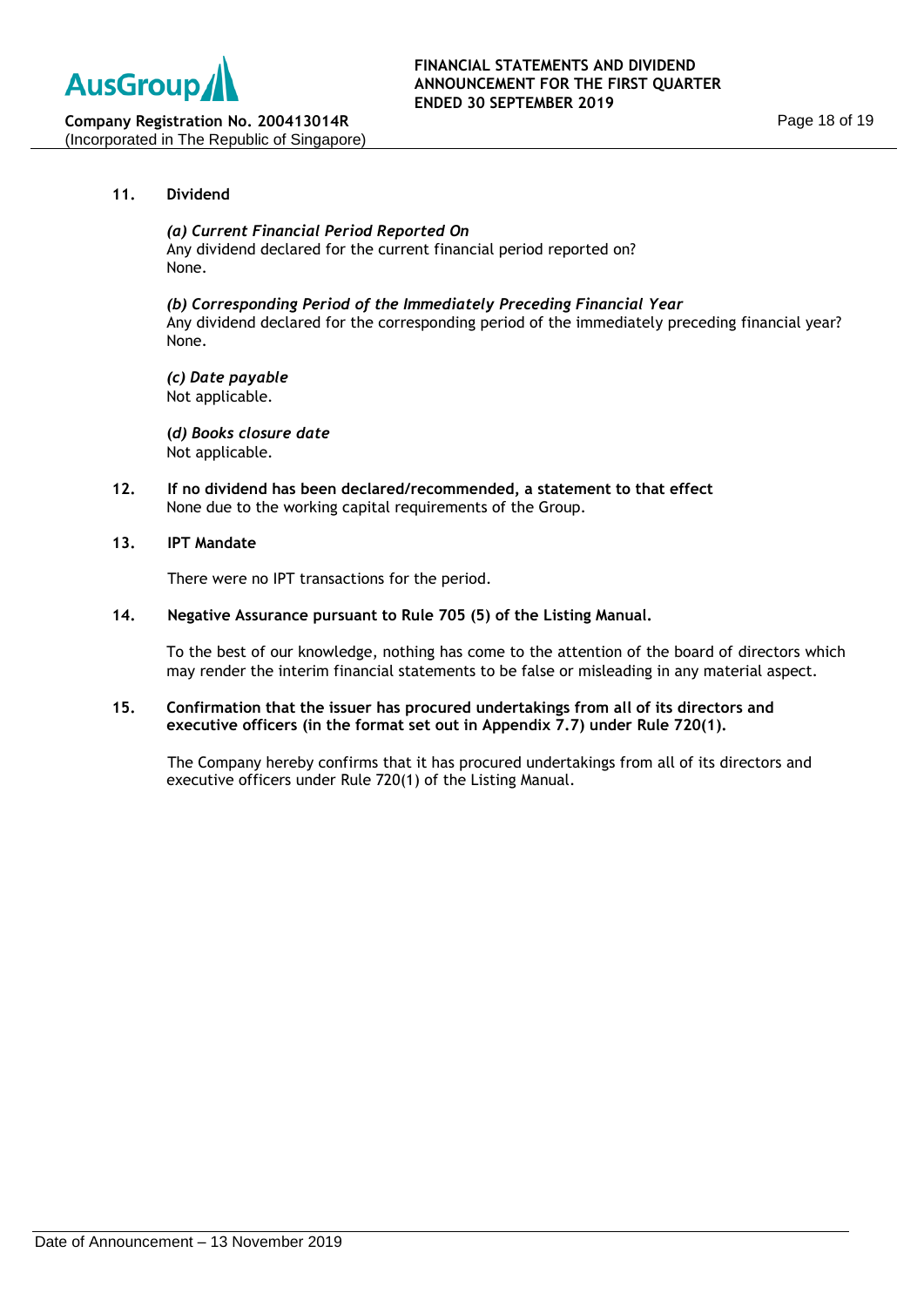## 11. Dividend

***(a) Current Financial Period Reported On***

Any dividend declared for the current financial period reported on?

None.

***(b) Corresponding Period of the Immediately Preceding Financial Year***

Any dividend declared for the corresponding period of the immediately preceding financial year?

None.

***(c) Date payable***

Not applicable.

***(d) Books closure date***

Not applicable.

## 12. If no dividend has been declared/recommended, a statement to that effect

None due to the working capital requirements of the Group.

## 13. IPT Mandate

There were no IPT transactions for the period.

## 14. Negative Assurance pursuant to Rule 705 (5) of the Listing Manual.

To the best of our knowledge, nothing has come to the attention of the board of directors which may render the interim financial statements to be false or misleading in any material aspect.

## 15. Confirmation that the issuer has procured undertakings from all of its directors and executive officers (in the format set out in Appendix 7.7) under Rule 720(1).

The Company hereby confirms that it has procured undertakings from all of its directors and executive officers under Rule 720(1) of the Listing Manual.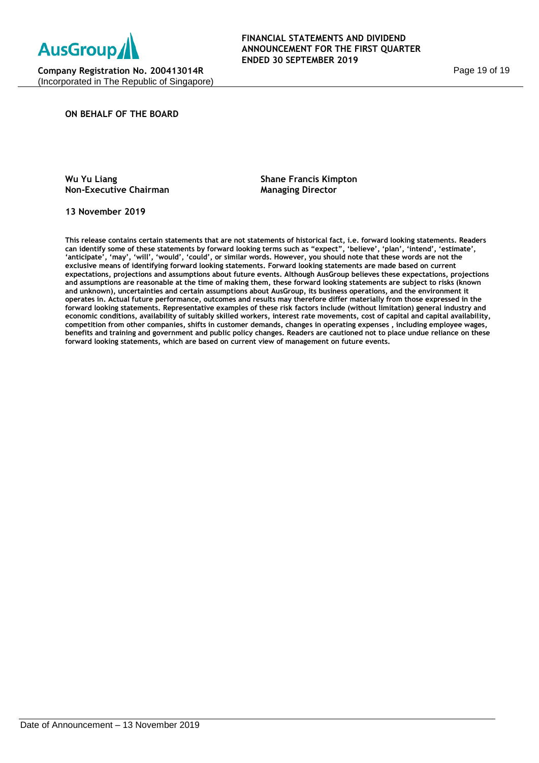**ON BEHALF OF THE BOARD**

**Wu Yu Liang**
**Non-Executive Chairman**

**Shane Francis Kimpton**
**Managing Director**

**13 November 2019**

**This release contains certain statements that are not statements of historical fact, i.e. forward looking statements. Readers can identify some of these statements by forward looking terms such as "expect", 'believe', 'plan', 'intend', 'estimate', 'anticipate', 'may', 'will', 'would', 'could', or similar words. However, you should note that these words are not the exclusive means of identifying forward looking statements. Forward looking statements are made based on current expectations, projections and assumptions about future events. Although AusGroup believes these expectations, projections and assumptions are reasonable at the time of making them, these forward looking statements are subject to risks (known and unknown), uncertainties and certain assumptions about AusGroup, its business operations, and the environment it operates in. Actual future performance, outcomes and results may therefore differ materially from those expressed in the forward looking statements. Representative examples of these risk factors include (without limitation) general industry and economic conditions, availability of suitably skilled workers, interest rate movements, cost of capital and capital availability, competition from other companies, shifts in customer demands, changes in operating expenses , including employee wages, benefits and training and government and public policy changes. Readers are cautioned not to place undue reliance on these forward looking statements, which are based on current view of management on future events.**